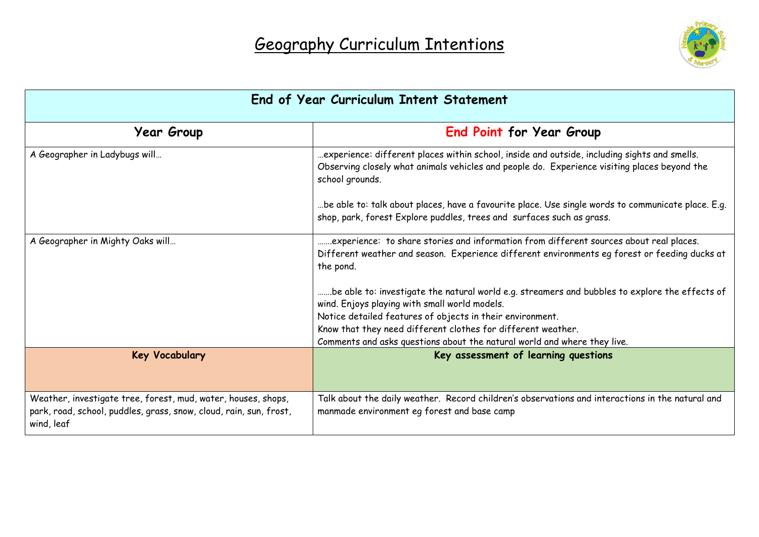# Geography Curriculum Intentions

| End of Year Curriculum Intent Statement | |
|---|---|
| **Year Group** | **End Point for Year Group** |
| A Geographer in Ladybugs will… | …experience: different places within school, inside and outside, including sights and smells. Observing closely what animals vehicles and people do. Experience visiting places beyond the school grounds.<br><br>…be able to: talk about places, have a favourite place. Use single words to communicate place. E.g. shop, park, forest Explore puddles, trees and surfaces such as grass. |
| A Geographer in Mighty Oaks will… | …….experience: to share stories and information from different sources about real places. Different weather and season. Experience different environments eg forest or feeding ducks at the pond.<br><br>…….be able to: investigate the natural world e.g. streamers and bubbles to explore the effects of wind. Enjoys playing with small world models.<br>Notice detailed features of objects in their environment.<br>Know that they need different clothes for different weather.<br>Comments and asks questions about the natural world and where they live. |
| **Key Vocabulary** | **Key assessment of learning questions** |
| Weather, investigate tree, forest, mud, water, houses, shops, park, road, school, puddles, grass, snow, cloud, rain, sun, frost, wind, leaf | Talk about the daily weather. Record children's observations and interactions in the natural and manmade environment eg forest and base camp |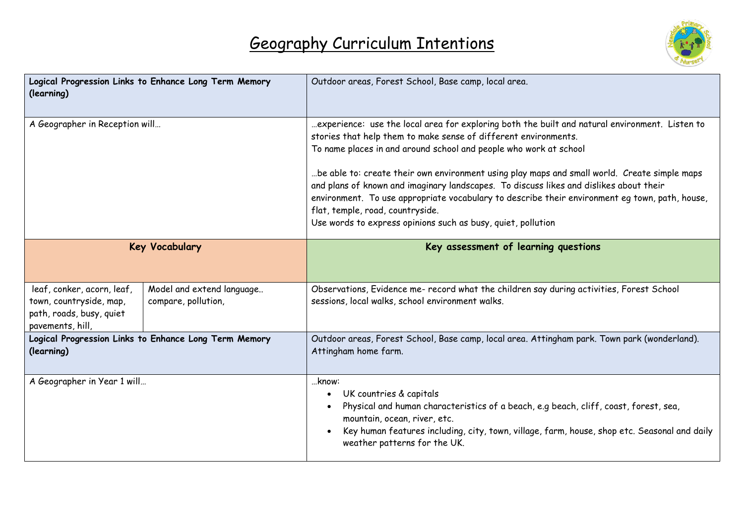# Geography Curriculum Intentions

| | | |
|---|---|---|
| **Logical Progression Links to Enhance Long Term Memory (learning)** | | Outdoor areas, Forest School, Base camp, local area. |
| A Geographer in Reception will… | | …experience: use the local area for exploring both the built and natural environment. Listen to stories that help them to make sense of different environments.<br>To name places in and around school and people who work at school<br><br>…be able to: create their own environment using play maps and small world. Create simple maps and plans of known and imaginary landscapes. To discuss likes and dislikes about their environment. To use appropriate vocabulary to describe their environment eg town, path, house, flat, temple, road, countryside.<br>Use words to express opinions such as busy, quiet, pollution |
| **Key Vocabulary** | | **Key assessment of learning questions** |
| leaf, conker, acorn, leaf, town, countryside, map, path, roads, busy, quiet pavements, hill, | Model and extend language.. compare, pollution, | Observations, Evidence me- record what the children say during activities, Forest School sessions, local walks, school environment walks. |
| **Logical Progression Links to Enhance Long Term Memory (learning)** | | Outdoor areas, Forest School, Base camp, local area. Attingham park. Town park (wonderland). Attingham home farm. |
| A Geographer in Year 1 will… | | …know:<br>• UK countries & capitals<br>• Physical and human characteristics of a beach, e.g beach, cliff, coast, forest, sea, mountain, ocean, river, etc.<br>• Key human features including, city, town, village, farm, house, shop etc. Seasonal and daily weather patterns for the UK. |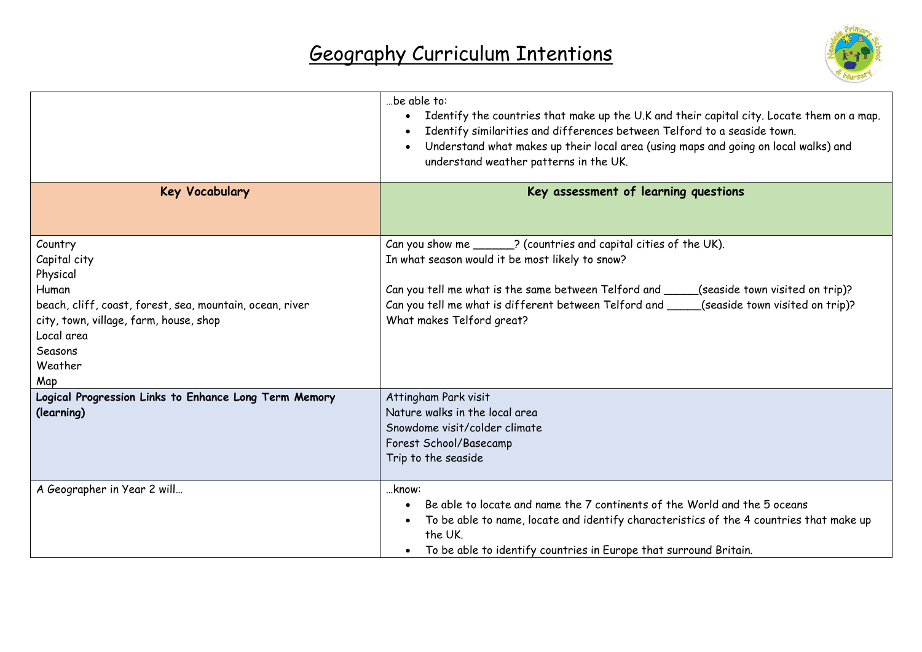# Geography Curriculum Intentions

| | |
|---|---|
| | …be able to:<br>• Identify the countries that make up the U.K and their capital city. Locate them on a map.<br>• Identify similarities and differences between Telford to a seaside town.<br>• Understand what makes up their local area (using maps and going on local walks) and understand weather patterns in the UK. |
| **Key Vocabulary** | **Key assessment of learning questions** |
| Country<br>Capital city<br>Physical<br>Human<br>beach, cliff, coast, forest, sea, mountain, ocean, river<br>city, town, village, farm, house, shop<br>Local area<br>Seasons<br>Weather<br>Map | Can you show me ______? (countries and capital cities of the UK).<br>In what season would it be most likely to snow?<br><br>Can you tell me what is the same between Telford and _____(seaside town visited on trip)?<br>Can you tell me what is different between Telford and _____(seaside town visited on trip)?<br>What makes Telford great? |
| **Logical Progression Links to Enhance Long Term Memory (learning)** | Attingham Park visit<br>Nature walks in the local area<br>Snowdome visit/colder climate<br>Forest School/Basecamp<br>Trip to the seaside |
| A Geographer in Year 2 will… | …know:<br>• Be able to locate and name the 7 continents of the World and the 5 oceans<br>• To be able to name, locate and identify characteristics of the 4 countries that make up the UK.<br>• To be able to identify countries in Europe that surround Britain. |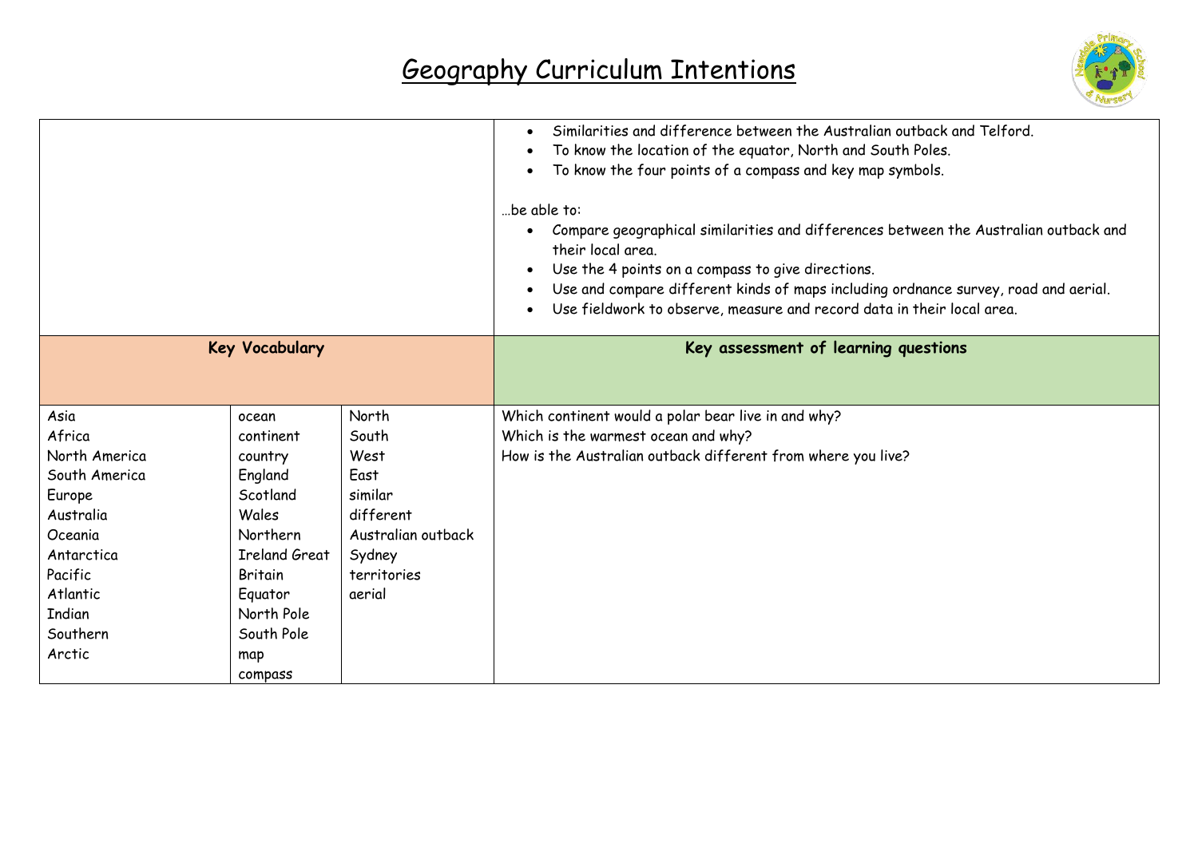# Geography Curriculum Intentions

| | |
|---|---|
| | • Similarities and difference between the Australian outback and Telford.<br>• To know the location of the equator, North and South Poles.<br>• To know the four points of a compass and key map symbols.<br><br>…be able to:<br>• Compare geographical similarities and differences between the Australian outback and their local area.<br>• Use the 4 points on a compass to give directions.<br>• Use and compare different kinds of maps including ordnance survey, road and aerial.<br>• Use fieldwork to observe, measure and record data in their local area. |

| **Key Vocabulary** | | | **Key assessment of learning questions** |
|---|---|---|---|
| Asia<br>Africa<br>North America<br>South America<br>Europe<br>Australia<br>Oceania<br>Antarctica<br>Pacific<br>Atlantic<br>Indian<br>Southern<br>Arctic | ocean<br>continent<br>country<br>England<br>Scotland<br>Wales<br>Northern<br>Ireland Great<br>Britain<br>Equator<br>North Pole<br>South Pole<br>map<br>compass | North<br>South<br>West<br>East<br>similar<br>different<br>Australian outback<br>Sydney<br>territories<br>aerial | Which continent would a polar bear live in and why?<br>Which is the warmest ocean and why?<br>How is the Australian outback different from where you live? |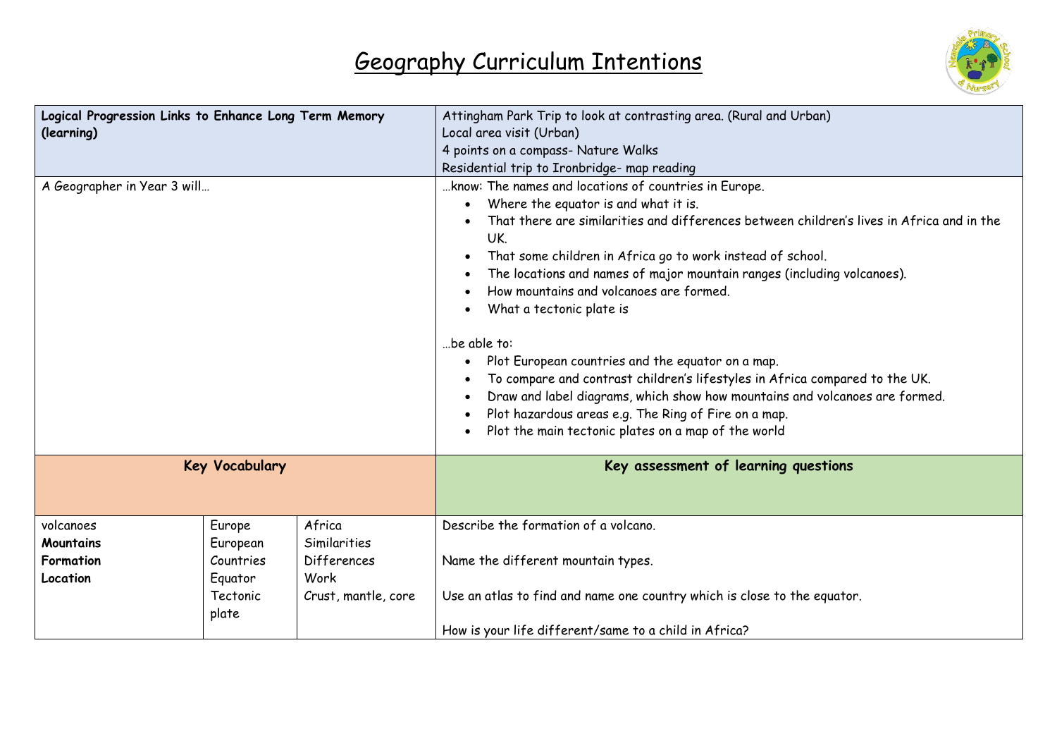# Geography Curriculum Intentions

| **Logical Progression Links to Enhance Long Term Memory (learning)** | Attingham Park Trip to look at contrasting area. (Rural and Urban)<br>Local area visit (Urban)<br>4 points on a compass- Nature Walks<br>Residential trip to Ironbridge- map reading |
|---|---|
| A Geographer in Year 3 will… | …know: The names and locations of countries in Europe.<br>• Where the equator is and what it is.<br>• That there are similarities and differences between children's lives in Africa and in the UK.<br>• That some children in Africa go to work instead of school.<br>• The locations and names of major mountain ranges (including volcanoes).<br>• How mountains and volcanoes are formed.<br>• What a tectonic plate is<br><br>…be able to:<br>• Plot European countries and the equator on a map.<br>• To compare and contrast children's lifestyles in Africa compared to the UK.<br>• Draw and label diagrams, which show how mountains and volcanoes are formed.<br>• Plot hazardous areas e.g. The Ring of Fire on a map.<br>• Plot the main tectonic plates on a map of the world |

| **Key Vocabulary** | | | **Key assessment of learning questions** |
|---|---|---|---|
| volcanoes<br>**Mountains**<br>**Formation**<br>**Location** | Europe<br>European<br>Countries<br>Equator<br>Tectonic plate | Africa<br>Similarities<br>Differences<br>Work<br>Crust, mantle, core | Describe the formation of a volcano.<br><br>Name the different mountain types.<br><br>Use an atlas to find and name one country which is close to the equator.<br><br>How is your life different/same to a child in Africa? |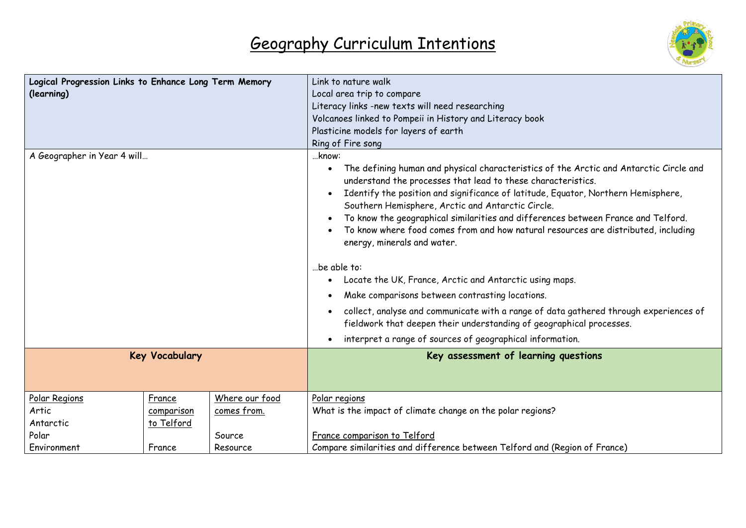# Geography Curriculum Intentions

| **Logical Progression Links to Enhance Long Term Memory (learning)** | | | Link to nature walk<br>Local area trip to compare<br>Literacy links -new texts will need researching<br>Volcanoes linked to Pompeii in History and Literacy book<br>Plasticine models for layers of earth<br>Ring of Fire song |
|---|---|---|---|
| A Geographer in Year 4 will… | | | …know:<br>• The defining human and physical characteristics of the Arctic and Antarctic Circle and understand the processes that lead to these characteristics.<br>• Identify the position and significance of latitude, Equator, Northern Hemisphere, Southern Hemisphere, Arctic and Antarctic Circle.<br>• To know the geographical similarities and differences between France and Telford.<br>• To know where food comes from and how natural resources are distributed, including energy, minerals and water.<br><br>…be able to:<br>• Locate the UK, France, Arctic and Antarctic using maps.<br>• Make comparisons between contrasting locations.<br>• collect, analyse and communicate with a range of data gathered through experiences of fieldwork that deepen their understanding of geographical processes.<br>• interpret a range of sources of geographical information. |
| **Key Vocabulary** | | | **Key assessment of learning questions** |
| <u>Polar Regions</u><br>Artic<br>Antarctic<br>Polar<br>Environment | <u>France comparison to Telford</u><br><br>France | <u>Where our food comes from.</u><br><br>Source<br>Resource | <u>Polar regions</u><br>What is the impact of climate change on the polar regions?<br><br><u>France comparison to Telford</u><br>Compare similarities and difference between Telford and (Region of France) |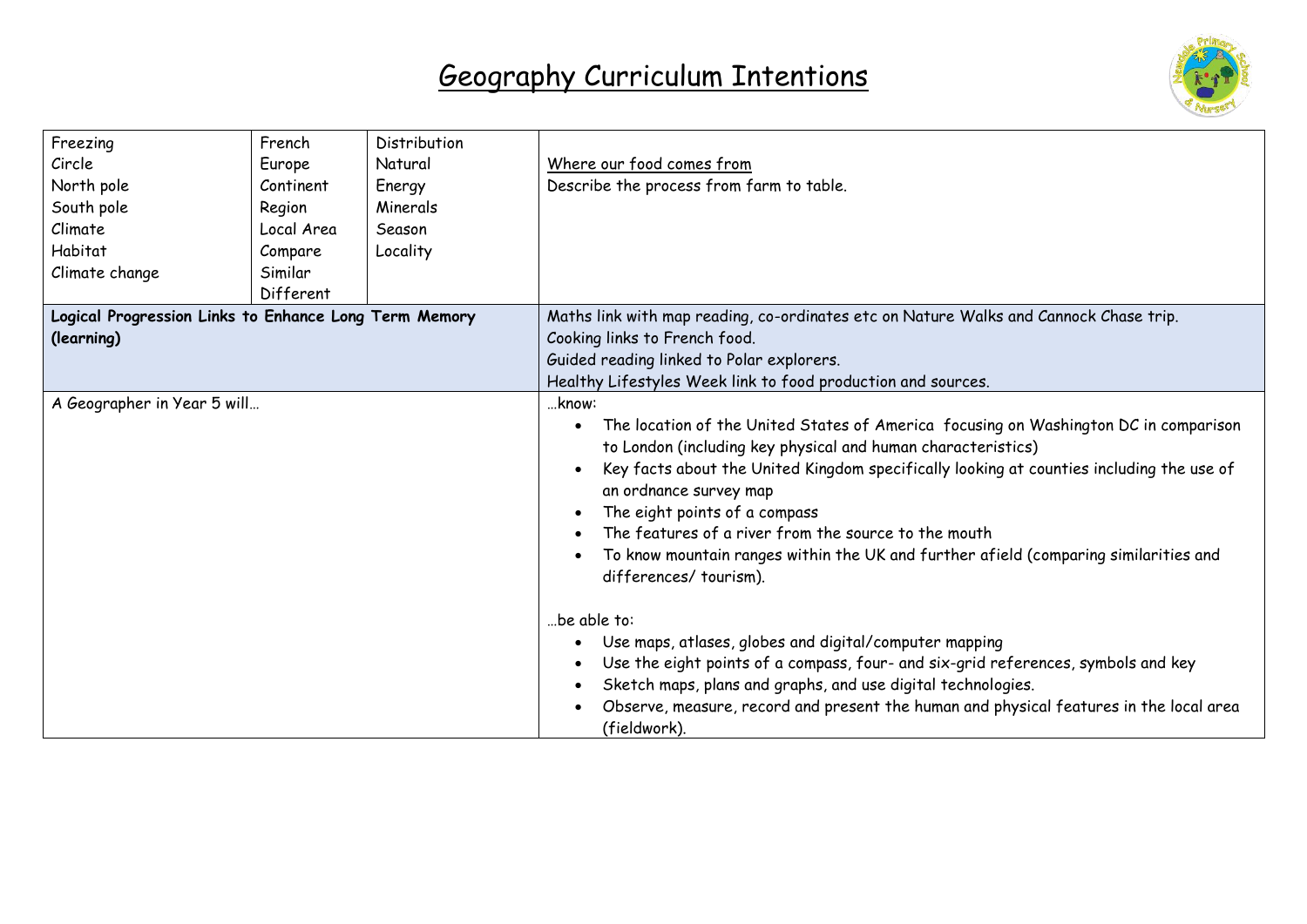# Geography Curriculum Intentions

| | | | |
|---|---|---|---|
| Freezing<br>Circle<br>North pole<br>South pole<br>Climate<br>Habitat<br>Climate change | French<br>Europe<br>Continent<br>Region<br>Local Area<br>Compare<br>Similar<br>Different | Distribution<br>Natural<br>Energy<br>Minerals<br>Season<br>Locality | Where our food comes from<br>Describe the process from farm to table. |
| **Logical Progression Links to Enhance Long Term Memory (learning)** | | | Maths link with map reading, co-ordinates etc on Nature Walks and Cannock Chase trip.<br>Cooking links to French food.<br>Guided reading linked to Polar explorers.<br>Healthy Lifestyles Week link to food production and sources. |
| A Geographer in Year 5 will… | | | …know:<br>• The location of the United States of America focusing on Washington DC in comparison to London (including key physical and human characteristics)<br>• Key facts about the United Kingdom specifically looking at counties including the use of an ordnance survey map<br>• The eight points of a compass<br>• The features of a river from the source to the mouth<br>• To know mountain ranges within the UK and further afield (comparing similarities and differences/ tourism).<br><br>…be able to:<br>• Use maps, atlases, globes and digital/computer mapping<br>• Use the eight points of a compass, four- and six-grid references, symbols and key<br>• Sketch maps, plans and graphs, and use digital technologies.<br>• Observe, measure, record and present the human and physical features in the local area (fieldwork). |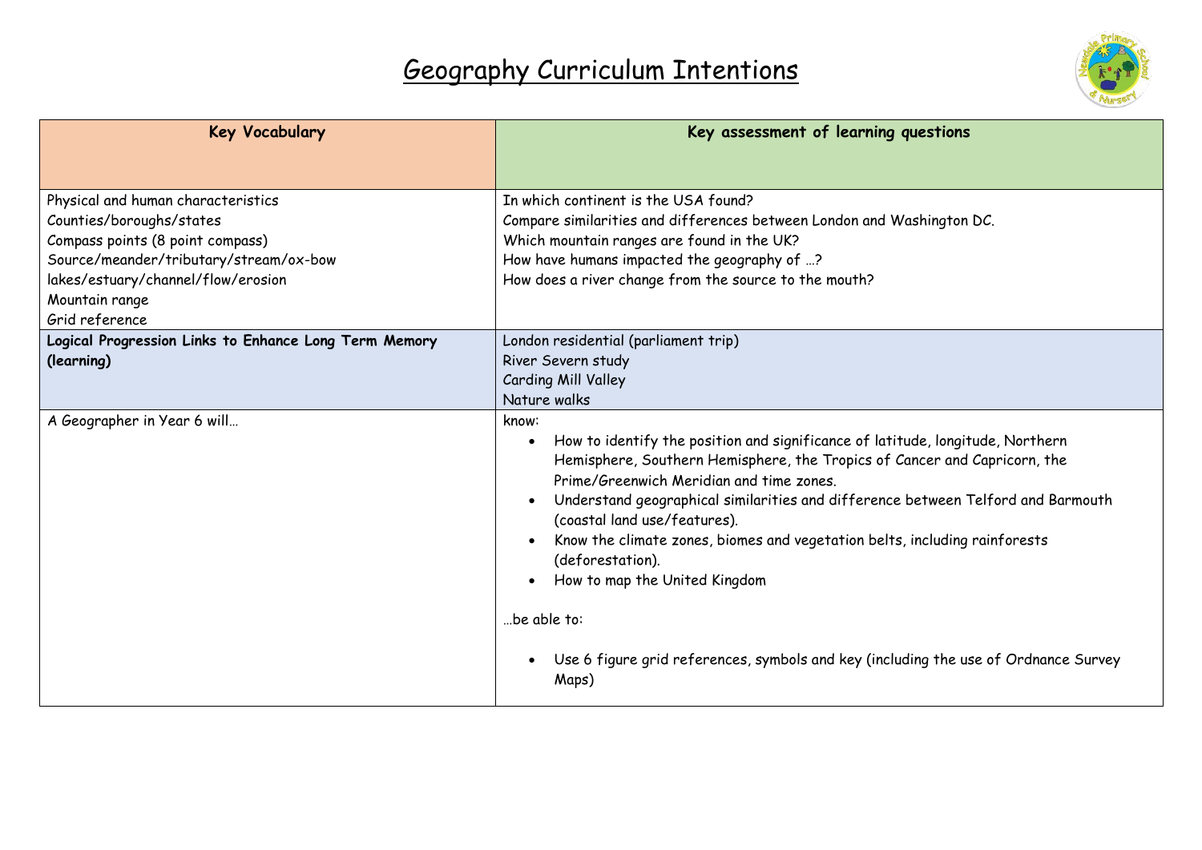# Geography Curriculum Intentions

| Key Vocabulary | Key assessment of learning questions |
| --- | --- |
| Physical and human characteristics<br>Counties/boroughs/states<br>Compass points (8 point compass)<br>Source/meander/tributary/stream/ox-bow lakes/estuary/channel/flow/erosion<br>Mountain range<br>Grid reference | In which continent is the USA found?<br>Compare similarities and differences between London and Washington DC.<br>Which mountain ranges are found in the UK?<br>How have humans impacted the geography of …?<br>How does a river change from the source to the mouth? |
| **Logical Progression Links to Enhance Long Term Memory (learning)** | London residential (parliament trip)<br>River Severn study<br>Carding Mill Valley<br>Nature walks |
| A Geographer in Year 6 will… | know:<br>• How to identify the position and significance of latitude, longitude, Northern Hemisphere, Southern Hemisphere, the Tropics of Cancer and Capricorn, the Prime/Greenwich Meridian and time zones.<br>• Understand geographical similarities and difference between Telford and Barmouth (coastal land use/features).<br>• Know the climate zones, biomes and vegetation belts, including rainforests (deforestation).<br>• How to map the United Kingdom<br><br>…be able to:<br><br>• Use 6 figure grid references, symbols and key (including the use of Ordnance Survey Maps) |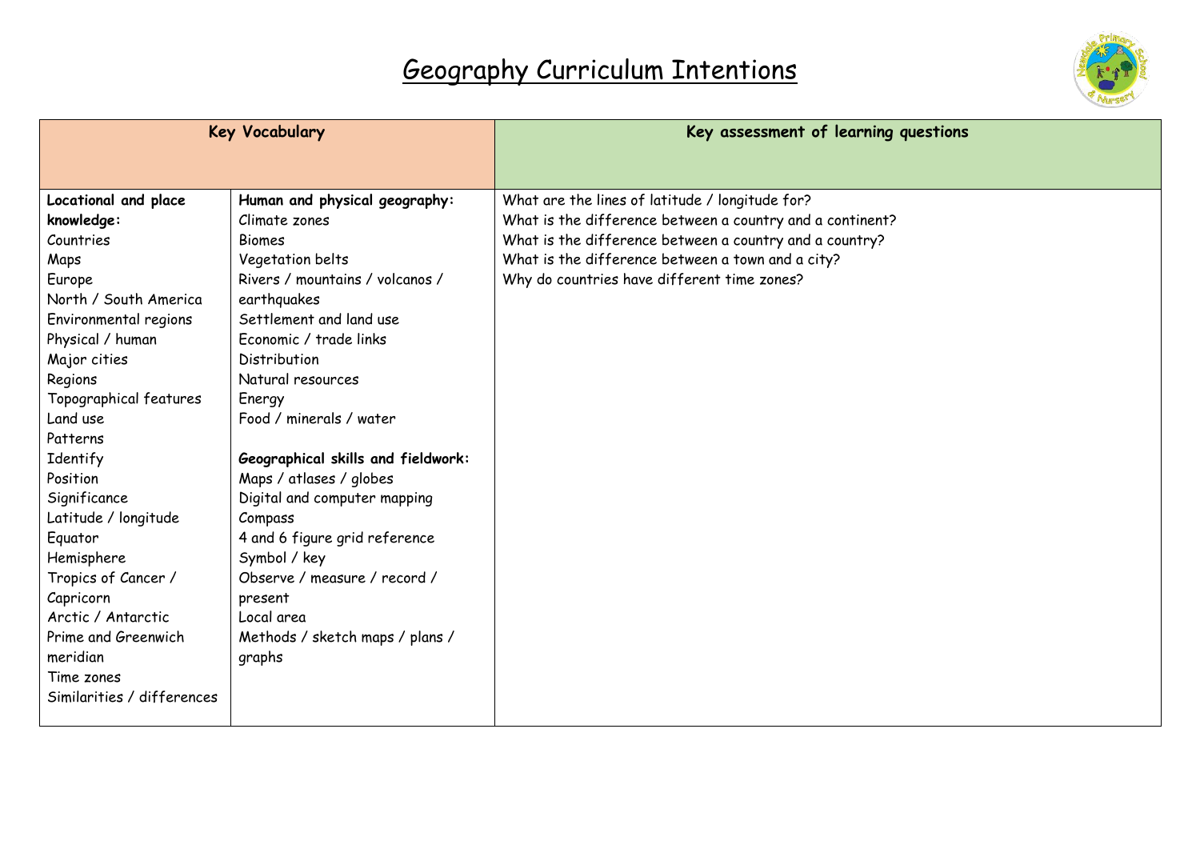# Geography Curriculum Intentions

| Key Vocabulary | | Key assessment of learning questions |
|---|---|---|
| **Locational and place knowledge:**<br>Countries<br>Maps<br>Europe<br>North / South America<br>Environmental regions<br>Physical / human<br>Major cities<br>Regions<br>Topographical features<br>Land use<br>Patterns<br>Identify<br>Position<br>Significance<br>Latitude / longitude<br>Equator<br>Hemisphere<br>Tropics of Cancer / Capricorn<br>Arctic / Antarctic<br>Prime and Greenwich meridian<br>Time zones<br>Similarities / differences | **Human and physical geography:**<br>Climate zones<br>Biomes<br>Vegetation belts<br>Rivers / mountains / volcanos / earthquakes<br>Settlement and land use<br>Economic / trade links<br>Distribution<br>Natural resources<br>Energy<br>Food / minerals / water<br><br>**Geographical skills and fieldwork:**<br>Maps / atlases / globes<br>Digital and computer mapping<br>Compass<br>4 and 6 figure grid reference<br>Symbol / key<br>Observe / measure / record / present<br>Local area<br>Methods / sketch maps / plans / graphs | What are the lines of latitude / longitude for?<br>What is the difference between a country and a continent?<br>What is the difference between a country and a country?<br>What is the difference between a town and a city?<br>Why do countries have different time zones? |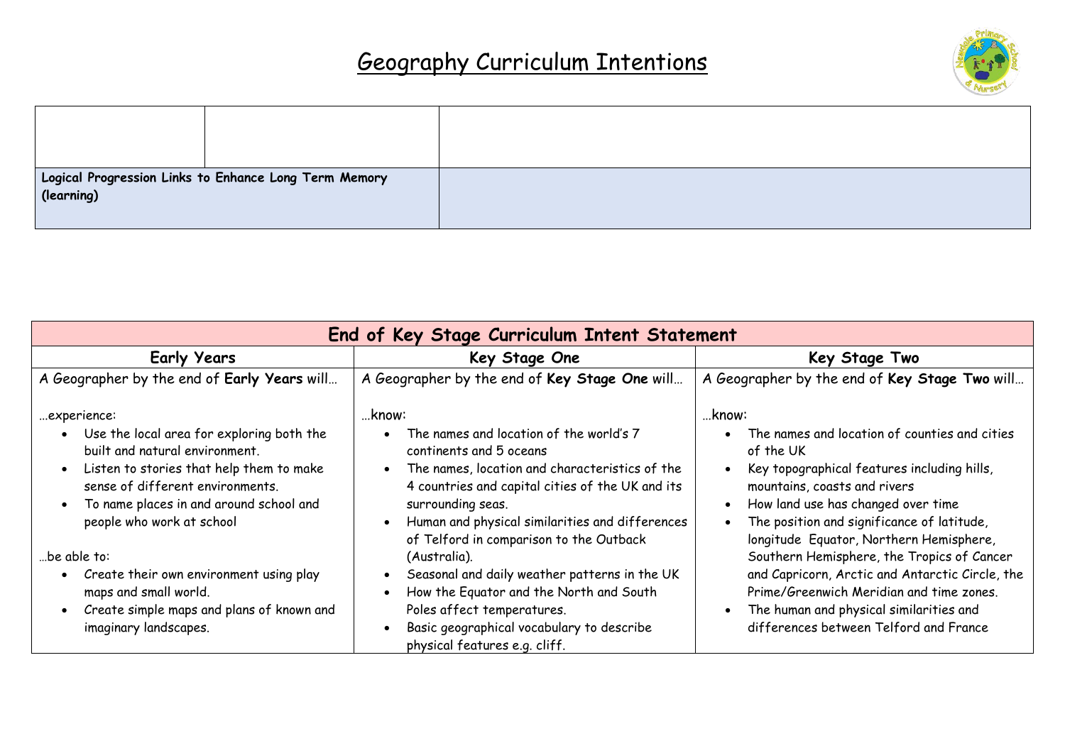# Geography Curriculum Intentions

| | | |
|---|---|---|
| | | |
| **Logical Progression Links to Enhance Long Term Memory (learning)** | | |

| End of Key Stage Curriculum Intent Statement | | |
|---|---|---|
| **Early Years** | **Key Stage One** | **Key Stage Two** |
| A Geographer by the end of **Early Years** will… | A Geographer by the end of **Key Stage One** will… | A Geographer by the end of **Key Stage Two** will… |
| …experience:<br>• Use the local area for exploring both the built and natural environment.<br>• Listen to stories that help them to make sense of different environments.<br>• To name places in and around school and people who work at school<br><br>…be able to:<br>• Create their own environment using play maps and small world.<br>• Create simple maps and plans of known and imaginary landscapes. | …know:<br>• The names and location of the world's 7 continents and 5 oceans<br>• The names, location and characteristics of the 4 countries and capital cities of the UK and its surrounding seas.<br>• Human and physical similarities and differences of Telford in comparison to the Outback (Australia).<br>• Seasonal and daily weather patterns in the UK<br>• How the Equator and the North and South Poles affect temperatures.<br>• Basic geographical vocabulary to describe physical features e.g. cliff. | …know:<br>• The names and location of counties and cities of the UK<br>• Key topographical features including hills, mountains, coasts and rivers<br>• How land use has changed over time<br>• The position and significance of latitude, longitude Equator, Northern Hemisphere, Southern Hemisphere, the Tropics of Cancer and Capricorn, Arctic and Antarctic Circle, the Prime/Greenwich Meridian and time zones.<br>• The human and physical similarities and differences between Telford and France |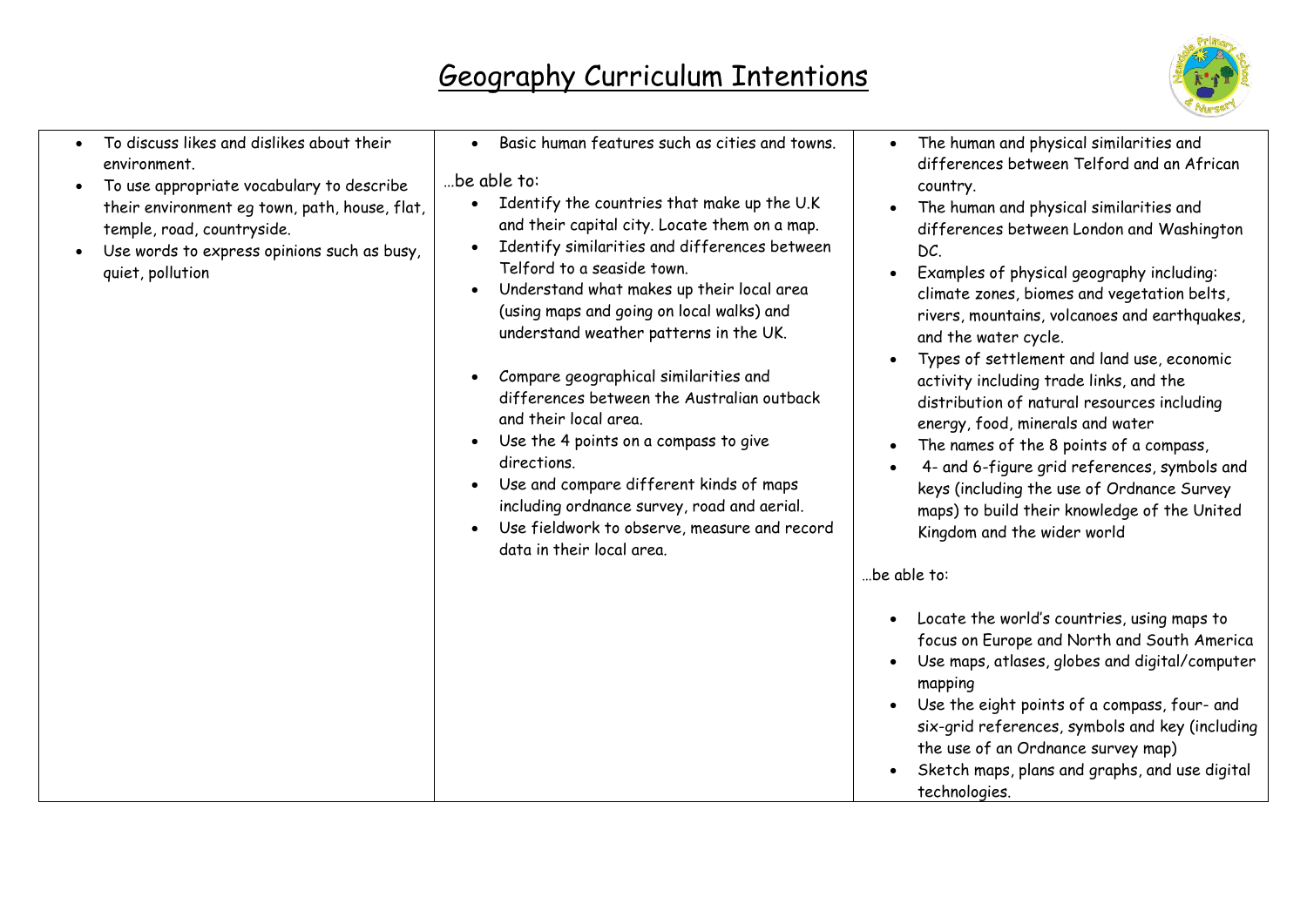# Geography Curriculum Intentions

| | | |
|---|---|---|
| • To discuss likes and dislikes about their environment.<br>• To use appropriate vocabulary to describe their environment eg town, path, house, flat, temple, road, countryside.<br>• Use words to express opinions such as busy, quiet, pollution | • Basic human features such as cities and towns.<br><br>…be able to:<br>• Identify the countries that make up the U.K and their capital city. Locate them on a map.<br>• Identify similarities and differences between Telford to a seaside town.<br>• Understand what makes up their local area (using maps and going on local walks) and understand weather patterns in the UK.<br><br>• Compare geographical similarities and differences between the Australian outback and their local area.<br>• Use the 4 points on a compass to give directions.<br>• Use and compare different kinds of maps including ordnance survey, road and aerial.<br>• Use fieldwork to observe, measure and record data in their local area. | • The human and physical similarities and differences between Telford and an African country.<br>• The human and physical similarities and differences between London and Washington DC.<br>• Examples of physical geography including: climate zones, biomes and vegetation belts, rivers, mountains, volcanoes and earthquakes, and the water cycle.<br>• Types of settlement and land use, economic activity including trade links, and the distribution of natural resources including energy, food, minerals and water<br>• The names of the 8 points of a compass,<br>• 4- and 6-figure grid references, symbols and keys (including the use of Ordnance Survey maps) to build their knowledge of the United Kingdom and the wider world<br><br>…be able to:<br><br>• Locate the world's countries, using maps to focus on Europe and North and South America<br>• Use maps, atlases, globes and digital/computer mapping<br>• Use the eight points of a compass, four- and six-grid references, symbols and key (including the use of an Ordnance survey map)<br>• Sketch maps, plans and graphs, and use digital technologies. |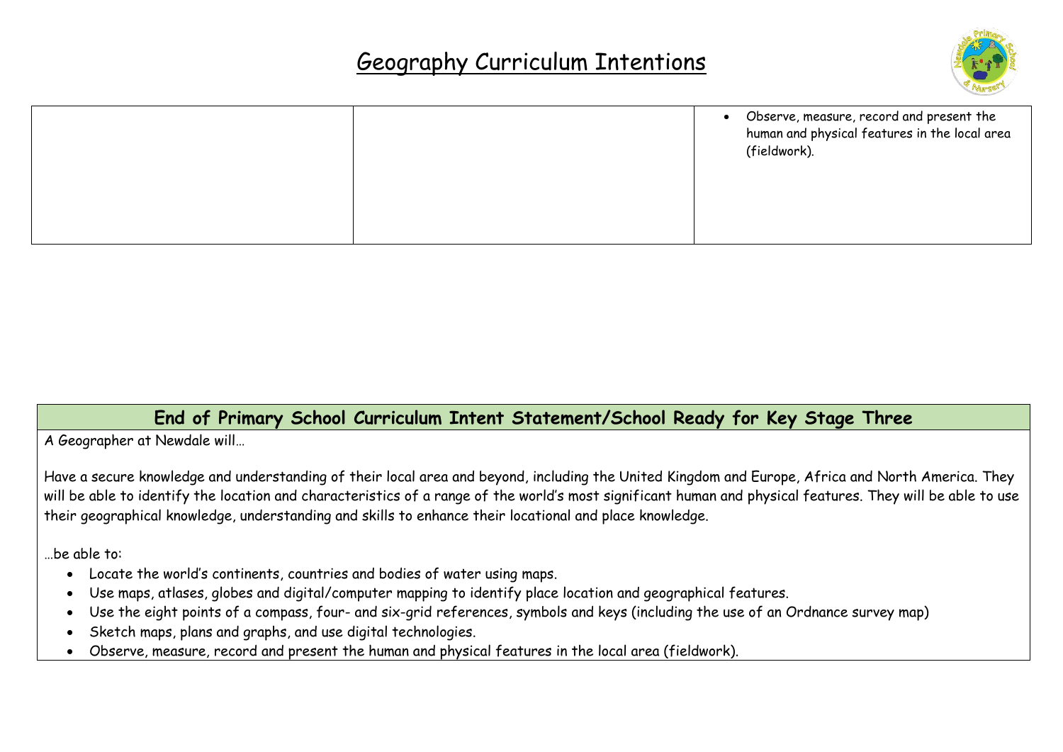# Geography Curriculum Intentions

| | | |
|---|---|---|
| | | • Observe, measure, record and present the human and physical features in the local area (fieldwork). |

## End of Primary School Curriculum Intent Statement/School Ready for Key Stage Three

A Geographer at Newdale will…

Have a secure knowledge and understanding of their local area and beyond, including the United Kingdom and Europe, Africa and North America. They will be able to identify the location and characteristics of a range of the world's most significant human and physical features. They will be able to use their geographical knowledge, understanding and skills to enhance their locational and place knowledge.

…be able to:

- Locate the world's continents, countries and bodies of water using maps.
- Use maps, atlases, globes and digital/computer mapping to identify place location and geographical features.
- Use the eight points of a compass, four- and six-grid references, symbols and keys (including the use of an Ordnance survey map)
- Sketch maps, plans and graphs, and use digital technologies.
- Observe, measure, record and present the human and physical features in the local area (fieldwork).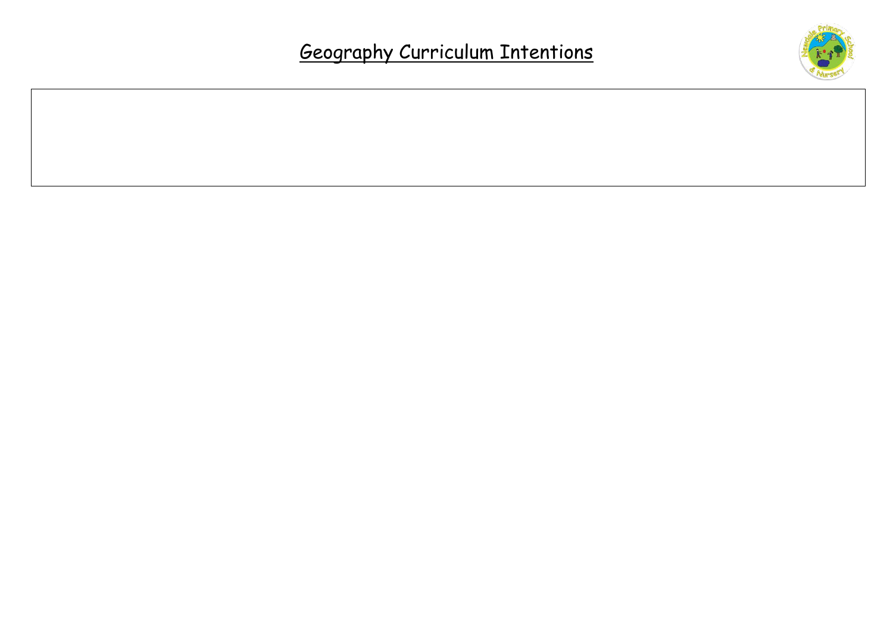# Geography Curriculum Intentions